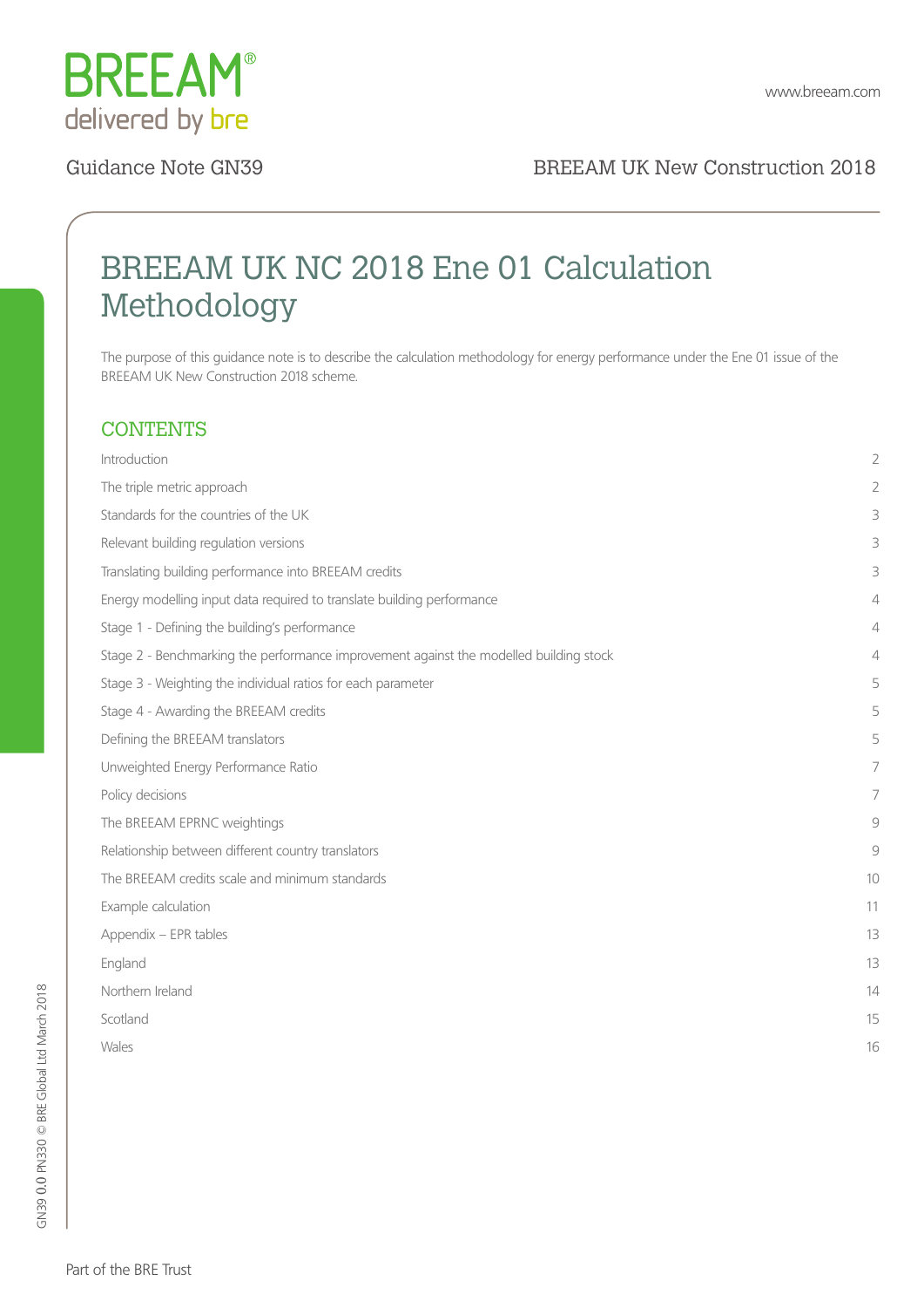Guidance Note GN39

BREEAM UK New Construction 2018

# BREEAM UK NC 2018 Ene 01 Calculation Methodology

The purpose of this guidance note is to describe the calculation methodology for energy performance under the Ene 01 issue of the BREEAM UK New Construction 2018 scheme.

## CONTENTS

| | |
|---|---|
| Introduction | 2 |
| The triple metric approach | 2 |
| Standards for the countries of the UK | 3 |
| Relevant building regulation versions | 3 |
| Translating building performance into BREEAM credits | 3 |
| Energy modelling input data required to translate building performance | 4 |
| Stage 1 - Defining the building's performance | 4 |
| Stage 2 - Benchmarking the performance improvement against the modelled building stock | 4 |
| Stage 3 - Weighting the individual ratios for each parameter | 5 |
| Stage 4 - Awarding the BREEAM credits | 5 |
| Defining the BREEAM translators | 5 |
| Unweighted Energy Performance Ratio | 7 |
| Policy decisions | 7 |
| The BREEAM EPRNC weightings | 9 |
| Relationship between different country translators | 9 |
| The BREEAM credits scale and minimum standards | 10 |
| Example calculation | 11 |
| Appendix – EPR tables | 13 |
| England | 13 |
| Northern Ireland | 14 |
| Scotland | 15 |
| Wales | 16 |

Part of the BRE Trust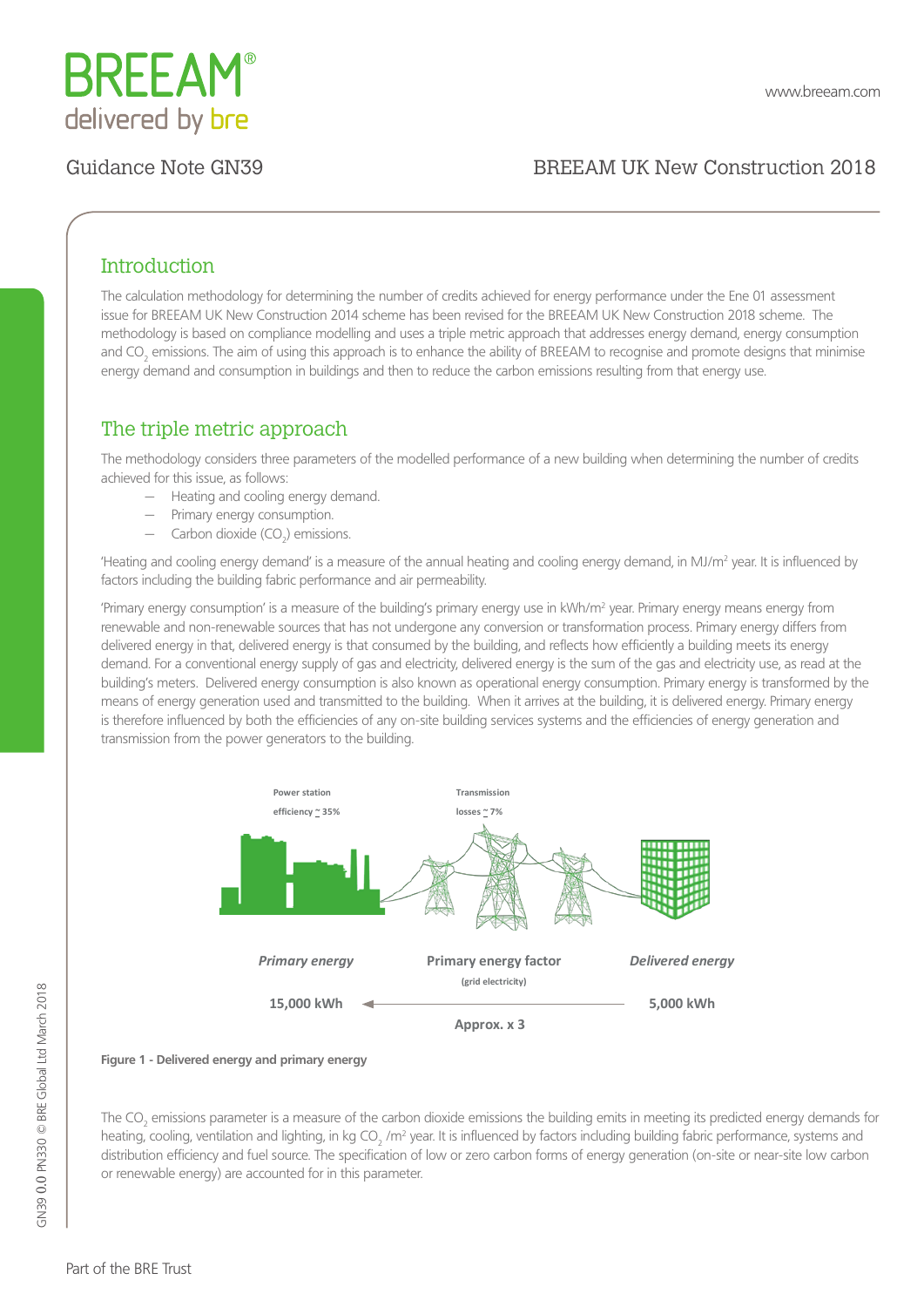Guidance Note GN39

BREEAM UK New Construction 2018

## Introduction

The calculation methodology for determining the number of credits achieved for energy performance under the Ene 01 assessment issue for BREEAM UK New Construction 2014 scheme has been revised for the BREEAM UK New Construction 2018 scheme. The methodology is based on compliance modelling and uses a triple metric approach that addresses energy demand, energy consumption and $CO_2$ emissions. The aim of using this approach is to enhance the ability of BREEAM to recognise and promote designs that minimise energy demand and consumption in buildings and then to reduce the carbon emissions resulting from that energy use.

## The triple metric approach

The methodology considers three parameters of the modelled performance of a new building when determining the number of credits achieved for this issue, as follows:

- Heating and cooling energy demand.
- Primary energy consumption.
- Carbon dioxide ($CO_2$) emissions.

'Heating and cooling energy demand' is a measure of the annual heating and cooling energy demand, in $MJ/m^2$ year. It is influenced by factors including the building fabric performance and air permeability.

'Primary energy consumption' is a measure of the building's primary energy use in $kWh/m^2$ year. Primary energy means energy from renewable and non-renewable sources that has not undergone any conversion or transformation process. Primary energy differs from delivered energy in that, delivered energy is that consumed by the building, and reflects how efficiently a building meets its energy demand. For a conventional energy supply of gas and electricity, delivered energy is the sum of the gas and electricity use, as read at the building's meters. Delivered energy consumption is also known as operational energy consumption. Primary energy is transformed by the means of energy generation used and transmitted to the building. When it arrives at the building, it is delivered energy. Primary energy is therefore influenced by both the efficiencies of any on-site building services systems and the efficiencies of energy generation and transmission from the power generators to the building.

Power station efficiency ~ 35%

Transmission losses ~ 7%

*Primary energy* — **Primary energy factor** (grid electricity) — *Delivered energy*

**15,000 kWh** ← **Approx. x 3** — **5,000 kWh**

**Figure 1 - Delivered energy and primary energy**

The $CO_2$ emissions parameter is a measure of the carbon dioxide emissions the building emits in meeting its predicted energy demands for heating, cooling, ventilation and lighting, in kg $CO_2$ /$m^2$ year. It is influenced by factors including building fabric performance, systems and distribution efficiency and fuel source. The specification of low or zero carbon forms of energy generation (on-site or near-site low carbon or renewable energy) are accounted for in this parameter.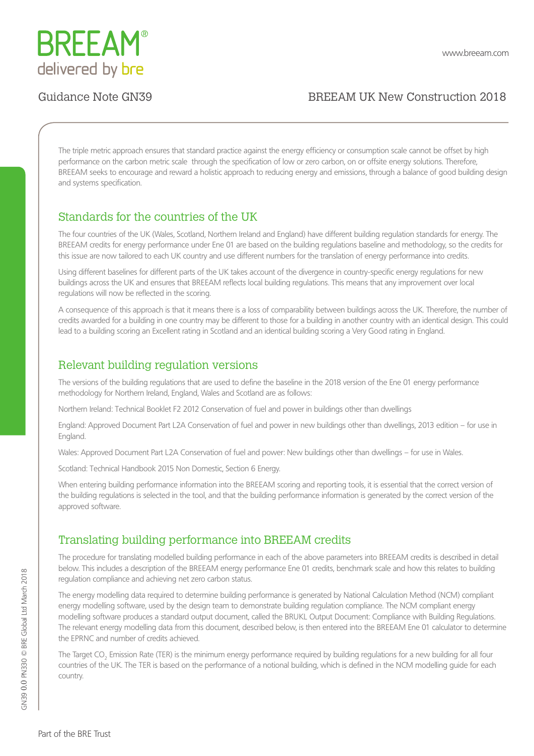The triple metric approach ensures that standard practice against the energy efficiency or consumption scale cannot be offset by high performance on the carbon metric scale through the specification of low or zero carbon, on or offsite energy solutions. Therefore, BREEAM seeks to encourage and reward a holistic approach to reducing energy and emissions, through a balance of good building design and systems specification.

## Standards for the countries of the UK

The four countries of the UK (Wales, Scotland, Northern Ireland and England) have different building regulation standards for energy. The BREEAM credits for energy performance under Ene 01 are based on the building regulations baseline and methodology, so the credits for this issue are now tailored to each UK country and use different numbers for the translation of energy performance into credits.

Using different baselines for different parts of the UK takes account of the divergence in country-specific energy regulations for new buildings across the UK and ensures that BREEAM reflects local building regulations. This means that any improvement over local regulations will now be reflected in the scoring.

A consequence of this approach is that it means there is a loss of comparability between buildings across the UK. Therefore, the number of credits awarded for a building in one country may be different to those for a building in another country with an identical design. This could lead to a building scoring an Excellent rating in Scotland and an identical building scoring a Very Good rating in England.

## Relevant building regulation versions

The versions of the building regulations that are used to define the baseline in the 2018 version of the Ene 01 energy performance methodology for Northern Ireland, England, Wales and Scotland are as follows:

Northern Ireland: Technical Booklet F2 2012 Conservation of fuel and power in buildings other than dwellings

England: Approved Document Part L2A Conservation of fuel and power in new buildings other than dwellings, 2013 edition – for use in England.

Wales: Approved Document Part L2A Conservation of fuel and power: New buildings other than dwellings – for use in Wales.

Scotland: Technical Handbook 2015 Non Domestic, Section 6 Energy.

When entering building performance information into the BREEAM scoring and reporting tools, it is essential that the correct version of the building regulations is selected in the tool, and that the building performance information is generated by the correct version of the approved software.

## Translating building performance into BREEAM credits

The procedure for translating modelled building performance in each of the above parameters into BREEAM credits is described in detail below. This includes a description of the BREEAM energy performance Ene 01 credits, benchmark scale and how this relates to building regulation compliance and achieving net zero carbon status.

The energy modelling data required to determine building performance is generated by National Calculation Method (NCM) compliant energy modelling software, used by the design team to demonstrate building regulation compliance. The NCM compliant energy modelling software produces a standard output document, called the BRUKL Output Document: Compliance with Building Regulations. The relevant energy modelling data from this document, described below, is then entered into the BREEAM Ene 01 calculator to determine the EPRNC and number of credits achieved.

The Target $CO_2$ Emission Rate (TER) is the minimum energy performance required by building regulations for a new building for all four countries of the UK. The TER is based on the performance of a notional building, which is defined in the NCM modelling guide for each country.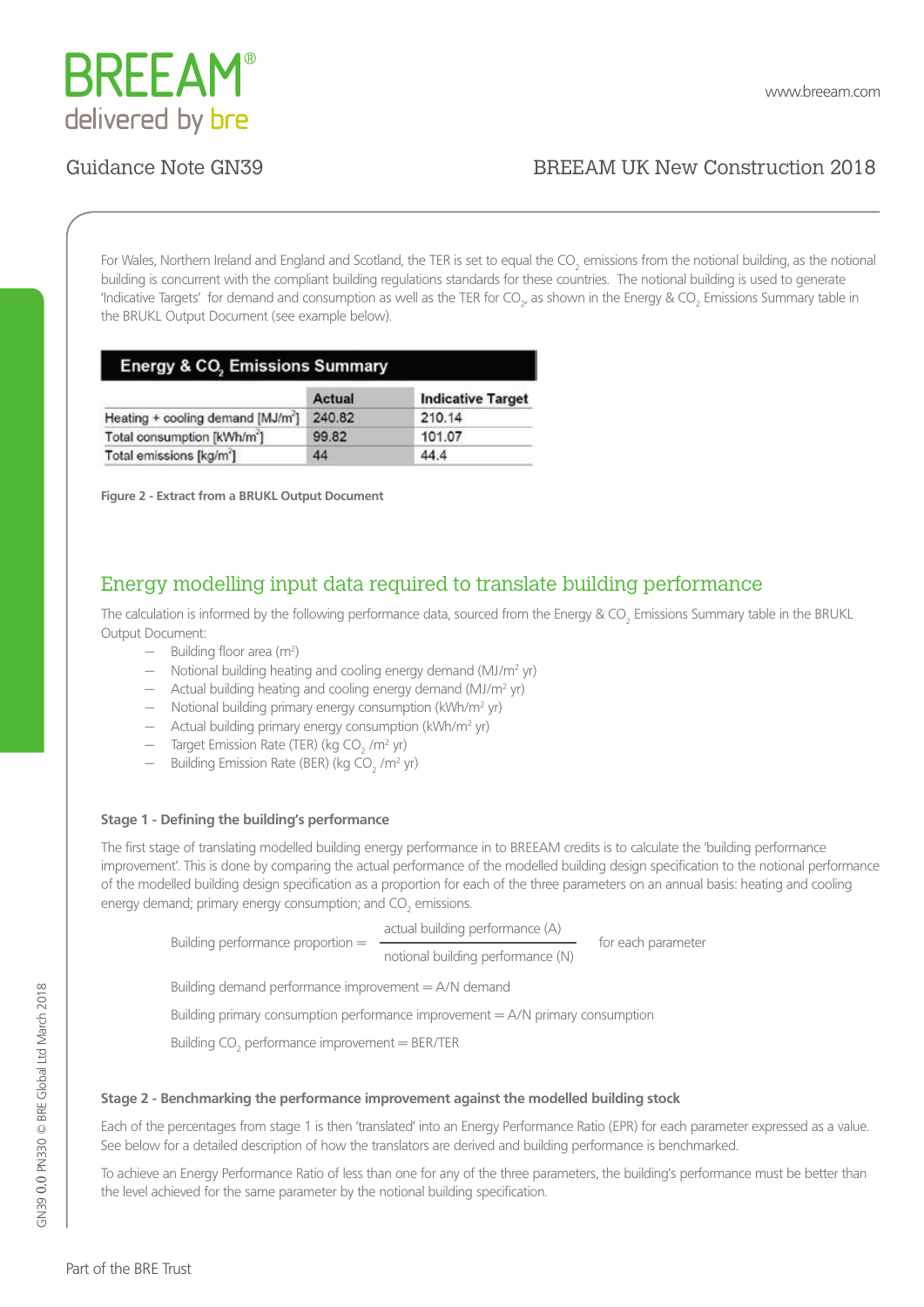For Wales, Northern Ireland and England and Scotland, the TER is set to equal the $CO_2$ emissions from the notional building, as the notional building is concurrent with the compliant building regulations standards for these countries. The notional building is used to generate 'Indicative Targets' for demand and consumption as well as the TER for $CO_2$, as shown in the Energy & $CO_2$ Emissions Summary table in the BRUKL Output Document (see example below).

| Energy & $CO_2$ Emissions Summary | | |
|---|---|---|
| | Actual | Indicative Target |
| Heating + cooling demand [MJ/m$^2$] | 240.82 | 210.14 |
| Total consumption [kWh/m$^2$] | 99.82 | 101.07 |
| Total emissions [kg/m$^2$] | 44 | 44.4 |

**Figure 2 - Extract from a BRUKL Output Document**

## Energy modelling input data required to translate building performance

The calculation is informed by the following performance data, sourced from the Energy & $CO_2$ Emissions Summary table in the BRUKL Output Document:

- Building floor area (m$^2$)
- Notional building heating and cooling energy demand (MJ/m$^2$ yr)
- Actual building heating and cooling energy demand (MJ/m$^2$ yr)
- Notional building primary energy consumption (kWh/m$^2$ yr)
- Actual building primary energy consumption (kWh/m$^2$ yr)
- Target Emission Rate (TER) (kg $CO_2$ /m$^2$ yr)
- Building Emission Rate (BER) (kg $CO_2$ /m$^2$ yr)

### Stage 1 - Defining the building's performance

The first stage of translating modelled building energy performance in to BREEAM credits is to calculate the 'building performance improvement'. This is done by comparing the actual performance of the modelled building design specification to the notional performance of the modelled building design specification as a proportion for each of the three parameters on an annual basis: heating and cooling energy demand; primary energy consumption; and $CO_2$ emissions.

$$\text{Building performance proportion} = \frac{\text{actual building performance (A)}}{\text{notional building performance (N)}} \quad \text{for each parameter}$$

Building demand performance improvement = A/N demand

Building primary consumption performance improvement = A/N primary consumption

Building $CO_2$ performance improvement = BER/TER

### Stage 2 - Benchmarking the performance improvement against the modelled building stock

Each of the percentages from stage 1 is then 'translated' into an Energy Performance Ratio (EPR) for each parameter expressed as a value. See below for a detailed description of how the translators are derived and building performance is benchmarked.

To achieve an Energy Performance Ratio of less than one for any of the three parameters, the building's performance must be better than the level achieved for the same parameter by the notional building specification.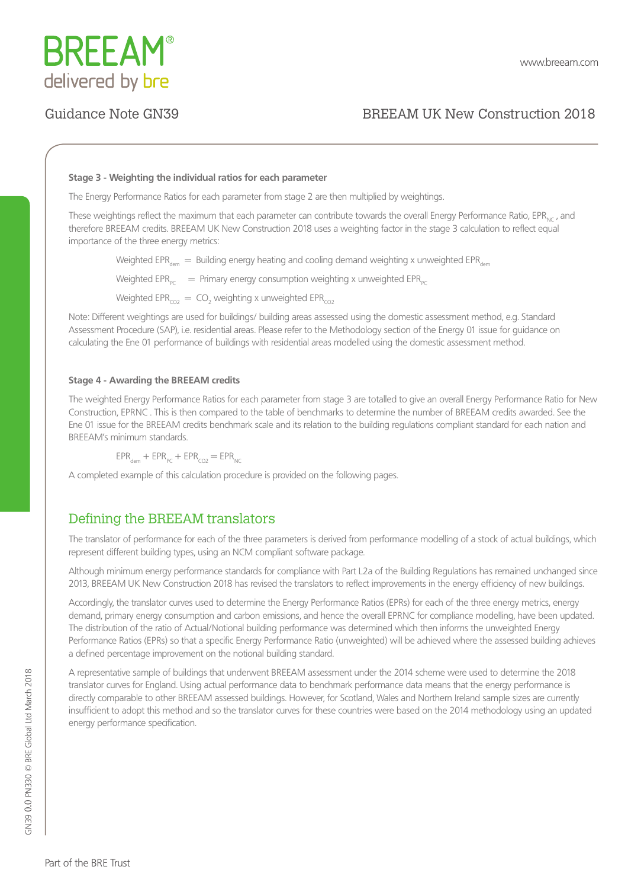**Stage 3 - Weighting the individual ratios for each parameter**

The Energy Performance Ratios for each parameter from stage 2 are then multiplied by weightings.

These weightings reflect the maximum that each parameter can contribute towards the overall Energy Performance Ratio, $EPR_{NC}$, and therefore BREEAM credits. BREEAM UK New Construction 2018 uses a weighting factor in the stage 3 calculation to reflect equal importance of the three energy metrics:

$$\text{Weighted } EPR_{dem} = \text{Building energy heating and cooling demand weighting} \times \text{unweighted } EPR_{dem}$$

$$\text{Weighted } EPR_{PC} = \text{Primary energy consumption weighting} \times \text{unweighted } EPR_{PC}$$

$$\text{Weighted } EPR_{CO2} = CO_2 \text{ weighting} \times \text{unweighted } EPR_{CO2}$$

Note: Different weightings are used for buildings/ building areas assessed using the domestic assessment method, e.g. Standard Assessment Procedure (SAP), i.e. residential areas. Please refer to the Methodology section of the Energy 01 issue for guidance on calculating the Ene 01 performance of buildings with residential areas modelled using the domestic assessment method.

**Stage 4 - Awarding the BREEAM credits**

The weighted Energy Performance Ratios for each parameter from stage 3 are totalled to give an overall Energy Performance Ratio for New Construction, EPRNC . This is then compared to the table of benchmarks to determine the number of BREEAM credits awarded. See the Ene 01 issue for the BREEAM credits benchmark scale and its relation to the building regulations compliant standard for each nation and BREEAM's minimum standards.

$$EPR_{dem} + EPR_{PC} + EPR_{CO2} = EPR_{NC}$$

A completed example of this calculation procedure is provided on the following pages.

## Defining the BREEAM translators

The translator of performance for each of the three parameters is derived from performance modelling of a stock of actual buildings, which represent different building types, using an NCM compliant software package.

Although minimum energy performance standards for compliance with Part L2a of the Building Regulations has remained unchanged since 2013, BREEAM UK New Construction 2018 has revised the translators to reflect improvements in the energy efficiency of new buildings.

Accordingly, the translator curves used to determine the Energy Performance Ratios (EPRs) for each of the three energy metrics, energy demand, primary energy consumption and carbon emissions, and hence the overall EPRNC for compliance modelling, have been updated. The distribution of the ratio of Actual/Notional building performance was determined which then informs the unweighted Energy Performance Ratios (EPRs) so that a specific Energy Performance Ratio (unweighted) will be achieved where the assessed building achieves a defined percentage improvement on the notional building standard.

A representative sample of buildings that underwent BREEAM assessment under the 2014 scheme were used to determine the 2018 translator curves for England. Using actual performance data to benchmark performance data means that the energy performance is directly comparable to other BREEAM assessed buildings. However, for Scotland, Wales and Northern Ireland sample sizes are currently insufficient to adopt this method and so the translator curves for these countries were based on the 2014 methodology using an updated energy performance specification.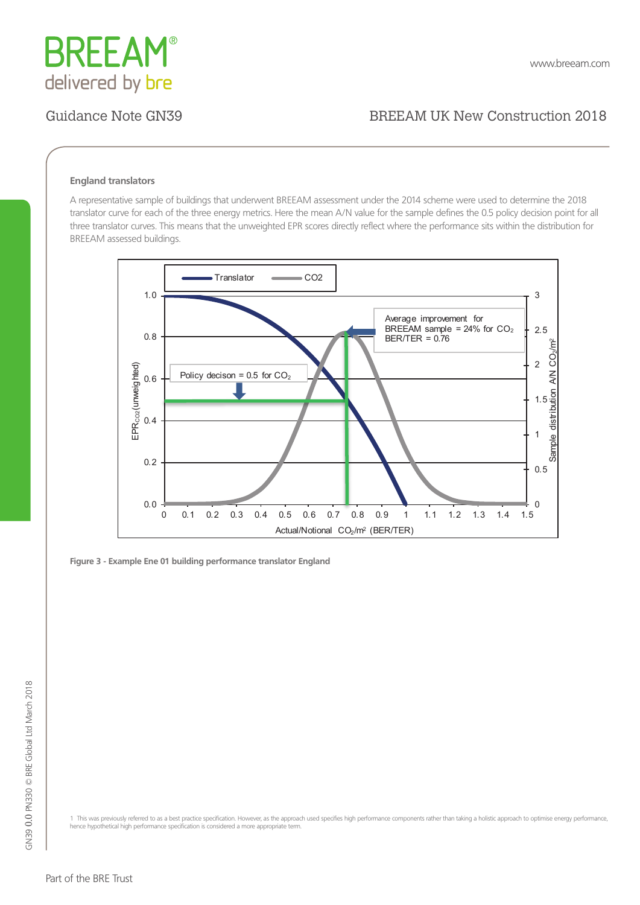### England translators

A representative sample of buildings that underwent BREEAM assessment under the 2014 scheme were used to determine the 2018 translator curve for each of the three energy metrics. Here the mean A/N value for the sample defines the 0.5 policy decision point for all three translator curves. This means that the unweighted EPR scores directly reflect where the performance sits within the distribution for BREEAM assessed buildings.

**Figure 3 - Example Ene 01 building performance translator England**

1 This was previously referred to as a best practice specification. However, as the approach used specifies high performance components rather than taking a holistic approach to optimise energy performance, hence hypothetical high performance specification is considered a more appropriate term.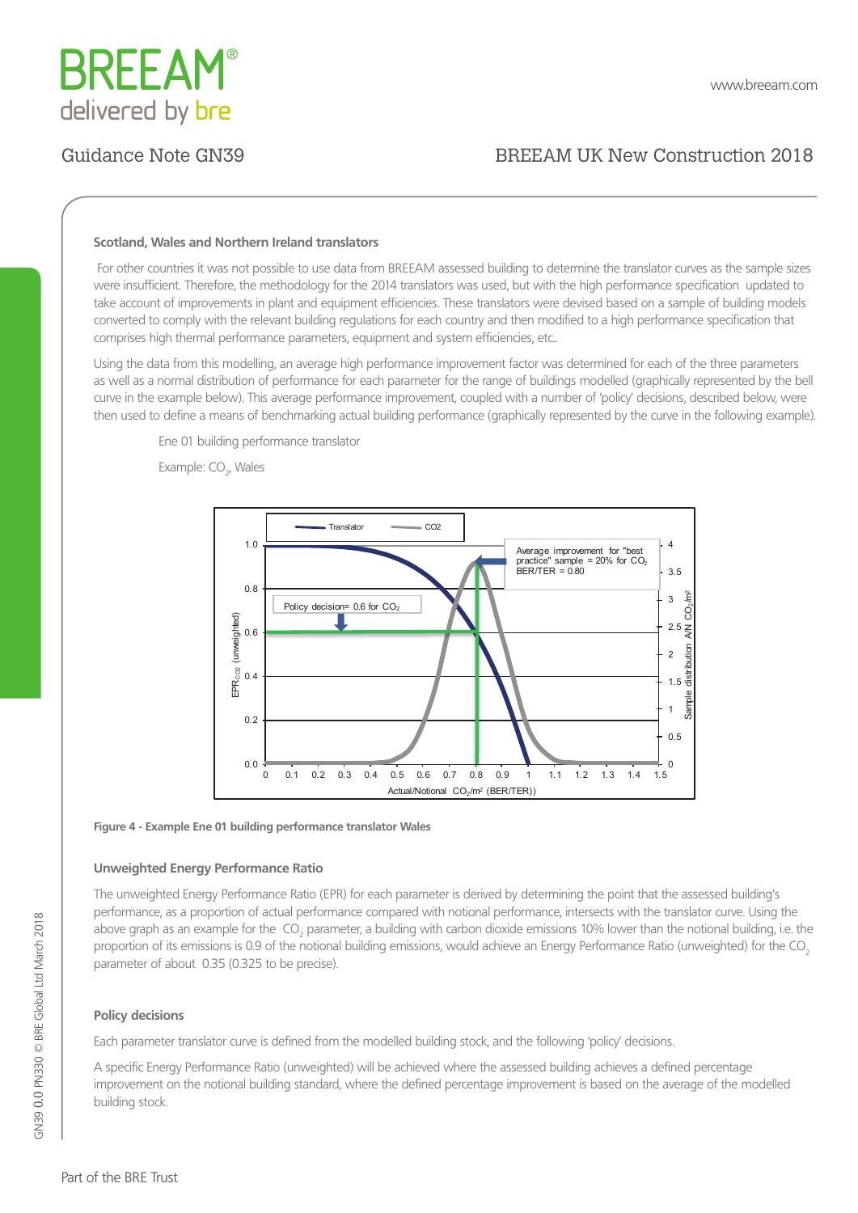### Scotland, Wales and Northern Ireland translators

For other countries it was not possible to use data from BREEAM assessed building to determine the translator curves as the sample sizes were insufficient. Therefore, the methodology for the 2014 translators was used, but with the high performance specification updated to take account of improvements in plant and equipment efficiencies. These translators were devised based on a sample of building models converted to comply with the relevant building regulations for each country and then modified to a high performance specification that comprises high thermal performance parameters, equipment and system efficiencies, etc..

Using the data from this modelling, an average high performance improvement factor was determined for each of the three parameters as well as a normal distribution of performance for each parameter for the range of buildings modelled (graphically represented by the bell curve in the example below). This average performance improvement, coupled with a number of 'policy' decisions, described below, were then used to define a means of benchmarking actual building performance (graphically represented by the curve in the following example).

Ene 01 building performance translator

Example: $CO_2$, Wales

**Figure 4 - Example Ene 01 building performance translator Wales**

### Unweighted Energy Performance Ratio

The unweighted Energy Performance Ratio (EPR) for each parameter is derived by determining the point that the assessed building's performance, as a proportion of actual performance compared with notional performance, intersects with the translator curve. Using the above graph as an example for the $CO_2$ parameter, a building with carbon dioxide emissions 10% lower than the notional building, i.e. the proportion of its emissions is 0.9 of the notional building emissions, would achieve an Energy Performance Ratio (unweighted) for the $CO_2$ parameter of about 0.35 (0.325 to be precise).

### Policy decisions

Each parameter translator curve is defined from the modelled building stock, and the following 'policy' decisions.

A specific Energy Performance Ratio (unweighted) will be achieved where the assessed building achieves a defined percentage improvement on the notional building standard, where the defined percentage improvement is based on the average of the modelled building stock.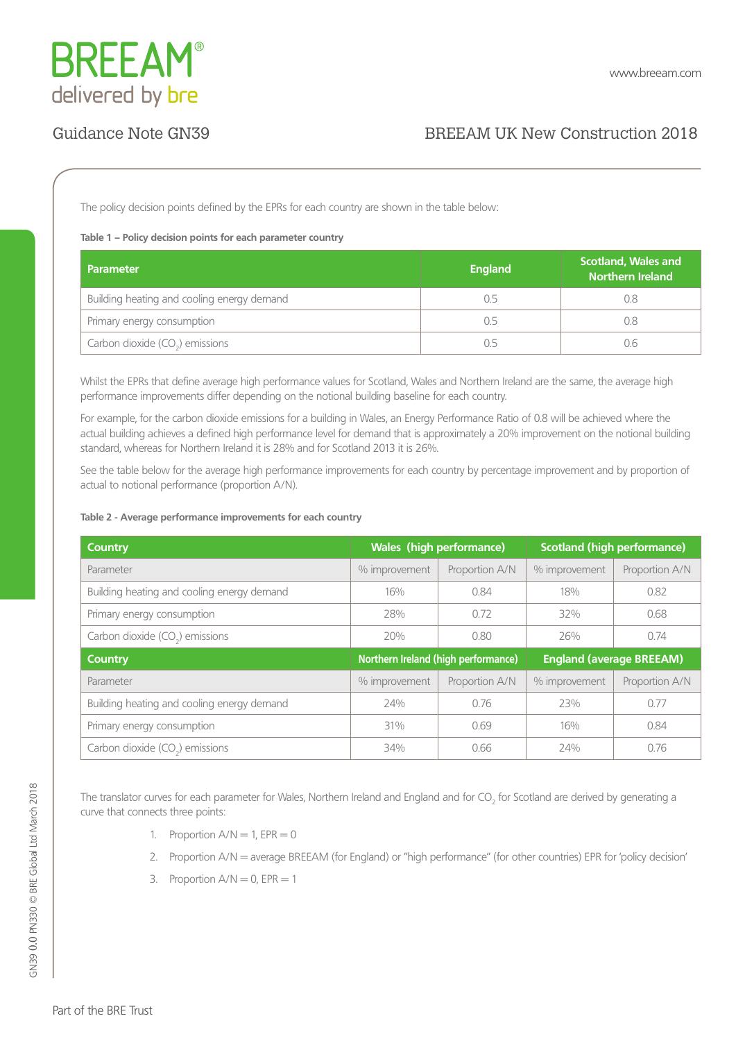The policy decision points defined by the EPRs for each country are shown in the table below:

**Table 1 – Policy decision points for each parameter country**

| Parameter | England | Scotland, Wales and Northern Ireland |
|---|---|---|
| Building heating and cooling energy demand | 0.5 | 0.8 |
| Primary energy consumption | 0.5 | 0.8 |
| Carbon dioxide ($CO_2$) emissions | 0.5 | 0.6 |

Whilst the EPRs that define average high performance values for Scotland, Wales and Northern Ireland are the same, the average high performance improvements differ depending on the notional building baseline for each country.

For example, for the carbon dioxide emissions for a building in Wales, an Energy Performance Ratio of 0.8 will be achieved where the actual building achieves a defined high performance level for demand that is approximately a 20% improvement on the notional building standard, whereas for Northern Ireland it is 28% and for Scotland 2013 it is 26%.

See the table below for the average high performance improvements for each country by percentage improvement and by proportion of actual to notional performance (proportion A/N).

**Table 2 - Average performance improvements for each country**

| Country | Wales (high performance) | | Scotland (high performance) | |
|---|---|---|---|---|
| Parameter | % improvement | Proportion A/N | % improvement | Proportion A/N |
| Building heating and cooling energy demand | 16% | 0.84 | 18% | 0.82 |
| Primary energy consumption | 28% | 0.72 | 32% | 0.68 |
| Carbon dioxide ($CO_2$) emissions | 20% | 0.80 | 26% | 0.74 |
| **Country** | **Northern Ireland (high performance)** | | **England (average BREEAM)** | |
| Parameter | % improvement | Proportion A/N | % improvement | Proportion A/N |
| Building heating and cooling energy demand | 24% | 0.76 | 23% | 0.77 |
| Primary energy consumption | 31% | 0.69 | 16% | 0.84 |
| Carbon dioxide ($CO_2$) emissions | 34% | 0.66 | 24% | 0.76 |

The translator curves for each parameter for Wales, Northern Ireland and England and for $CO_2$ for Scotland are derived by generating a curve that connects three points:

1. Proportion A/N = 1, EPR = 0
2. Proportion A/N = average BREEAM (for England) or "high performance" (for other countries) EPR for 'policy decision'
3. Proportion A/N = 0, EPR = 1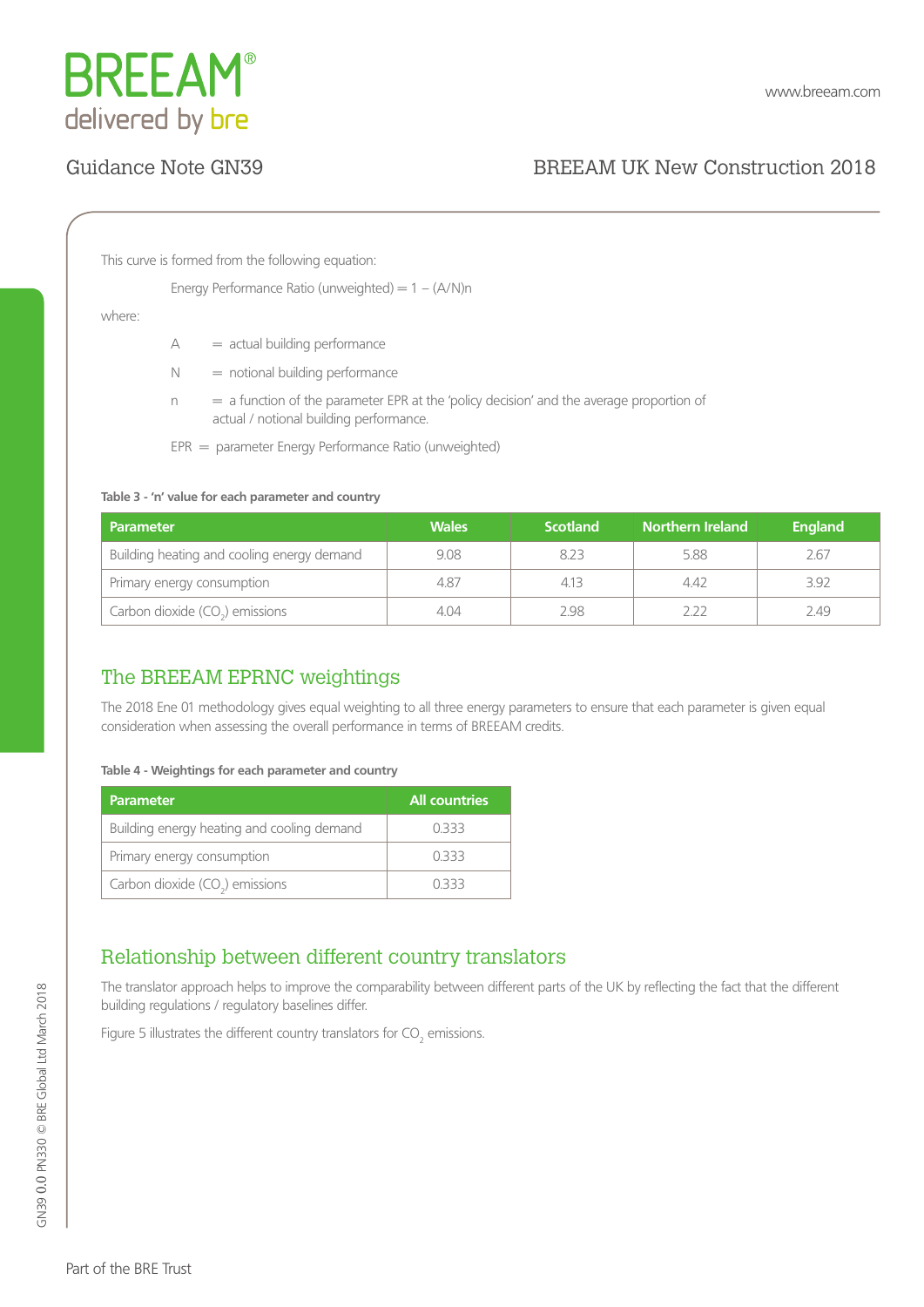This curve is formed from the following equation:

$$\text{Energy Performance Ratio (unweighted)} = 1 - (A/N)n$$

where:

A = actual building performance

N = notional building performance

n = a function of the parameter EPR at the 'policy decision' and the average proportion of actual / notional building performance.

EPR = parameter Energy Performance Ratio (unweighted)

**Table 3 - 'n' value for each parameter and country**

| Parameter | Wales | Scotland | Northern Ireland | England |
|---|---|---|---|---|
| Building heating and cooling energy demand | 9.08 | 8.23 | 5.88 | 2.67 |
| Primary energy consumption | 4.87 | 4.13 | 4.42 | 3.92 |
| Carbon dioxide ($CO_2$) emissions | 4.04 | 2.98 | 2.22 | 2.49 |

## The BREEAM EPRNC weightings

The 2018 Ene 01 methodology gives equal weighting to all three energy parameters to ensure that each parameter is given equal consideration when assessing the overall performance in terms of BREEAM credits.

**Table 4 - Weightings for each parameter and country**

| Parameter | All countries |
|---|---|
| Building energy heating and cooling demand | 0.333 |
| Primary energy consumption | 0.333 |
| Carbon dioxide ($CO_2$) emissions | 0.333 |

## Relationship between different country translators

The translator approach helps to improve the comparability between different parts of the UK by reflecting the fact that the different building regulations / regulatory baselines differ.

Figure 5 illustrates the different country translators for $CO_2$ emissions.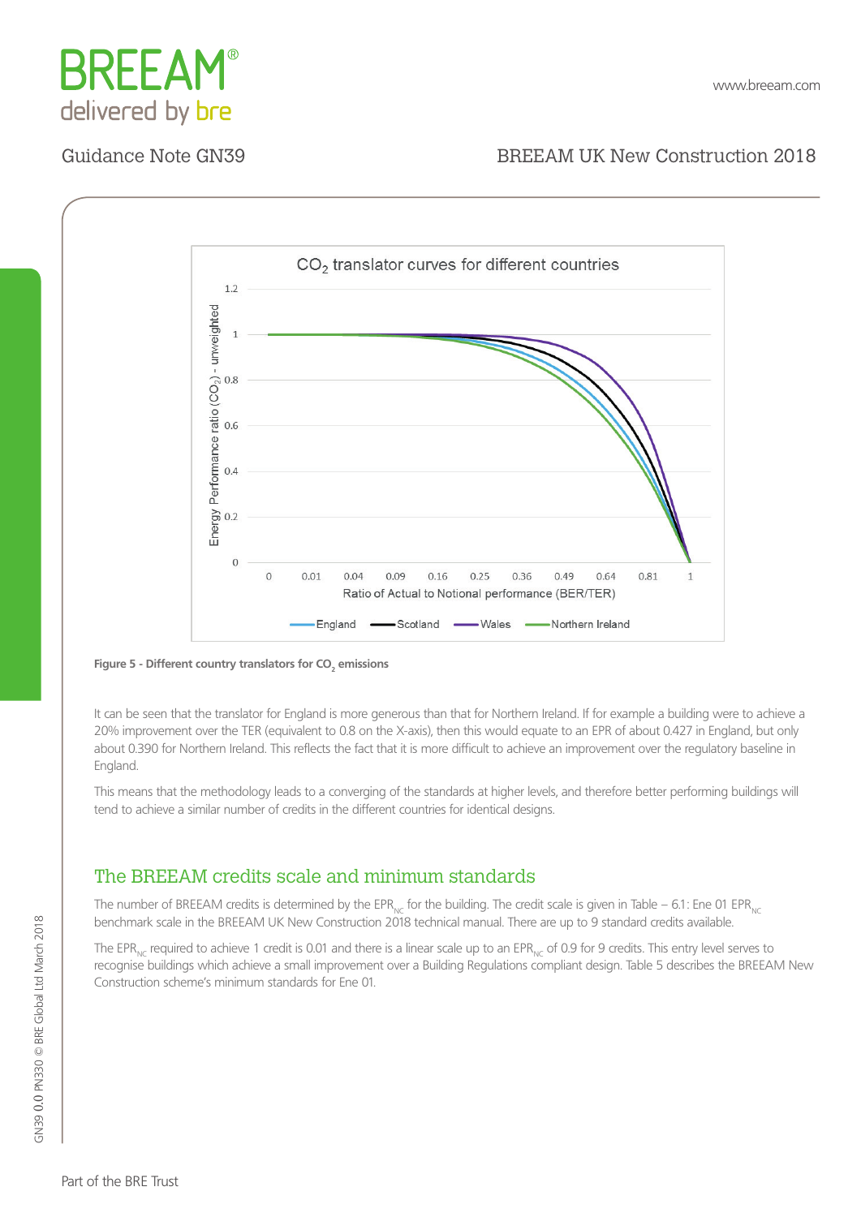Figure 5 - Different country translators for $CO_2$ emissions

It can be seen that the translator for England is more generous than that for Northern Ireland. If for example a building were to achieve a 20% improvement over the TER (equivalent to 0.8 on the X-axis), then this would equate to an EPR of about 0.427 in England, but only about 0.390 for Northern Ireland. This reflects the fact that it is more difficult to achieve an improvement over the regulatory baseline in England.

This means that the methodology leads to a converging of the standards at higher levels, and therefore better performing buildings will tend to achieve a similar number of credits in the different countries for identical designs.

## The BREEAM credits scale and minimum standards

The number of BREEAM credits is determined by the $EPR_{NC}$ for the building. The credit scale is given in Table – 6.1: Ene 01 $EPR_{NC}$ benchmark scale in the BREEAM UK New Construction 2018 technical manual. There are up to 9 standard credits available.

The $EPR_{NC}$ required to achieve 1 credit is 0.01 and there is a linear scale up to an $EPR_{NC}$ of 0.9 for 9 credits. This entry level serves to recognise buildings which achieve a small improvement over a Building Regulations compliant design. Table 5 describes the BREEAM New Construction scheme's minimum standards for Ene 01.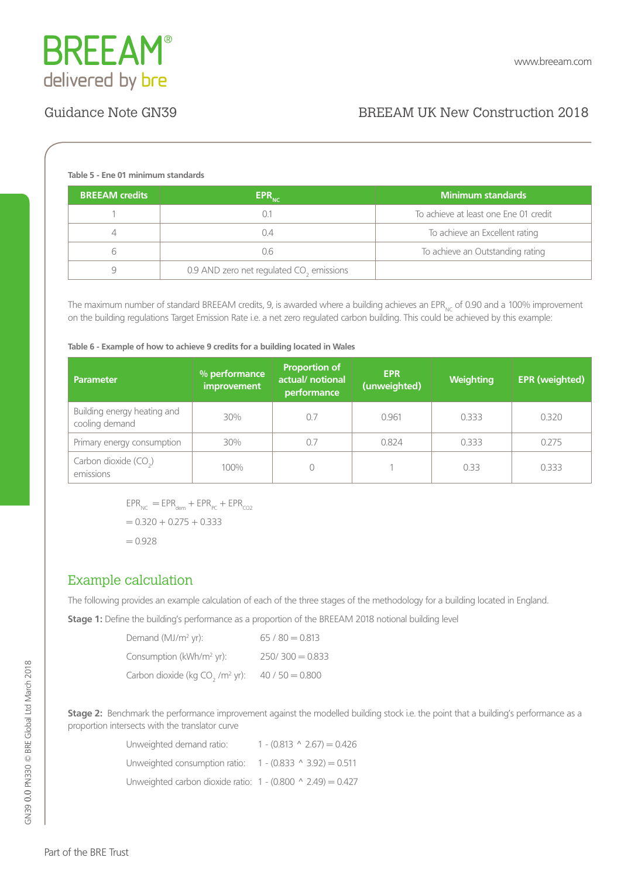**Table 5 - Ene 01 minimum standards**

| BREEAM credits | $EPR_{NC}$ | Minimum standards |
|---|---|---|
| 1 | 0.1 | To achieve at least one Ene 01 credit |
| 4 | 0.4 | To achieve an Excellent rating |
| 6 | 0.6 | To achieve an Outstanding rating |
| 9 | 0.9 AND zero net regulated $CO_2$ emissions | |

The maximum number of standard BREEAM credits, 9, is awarded where a building achieves an $EPR_{NC}$ of 0.90 and a 100% improvement on the building regulations Target Emission Rate i.e. a net zero regulated carbon building. This could be achieved by this example:

**Table 6 - Example of how to achieve 9 credits for a building located in Wales**

| Parameter | % performance improvement | Proportion of actual/ notional performance | EPR (unweighted) | Weighting | EPR (weighted) |
|---|---|---|---|---|---|
| Building energy heating and cooling demand | 30% | 0.7 | 0.961 | 0.333 | 0.320 |
| Primary energy consumption | 30% | 0.7 | 0.824 | 0.333 | 0.275 |
| Carbon dioxide ($CO_2$) emissions | 100% | 0 | 1 | 0.33 | 0.333 |

$$EPR_{NC} = EPR_{dem} + EPR_{PC} + EPR_{CO2}$$
$$= 0.320 + 0.275 + 0.333$$
$$= 0.928$$

## Example calculation

The following provides an example calculation of each of the three stages of the methodology for a building located in England.

**Stage 1:** Define the building's performance as a proportion of the BREEAM 2018 notional building level

Demand (MJ/m² yr): 65 / 80 = 0.813

Consumption (kWh/m² yr): 250/ 300 = 0.833

Carbon dioxide (kg $CO_2$ /m² yr): 40 / 50 = 0.800

**Stage 2:** Benchmark the performance improvement against the modelled building stock i.e. the point that a building's performance as a proportion intersects with the translator curve

Unweighted demand ratio: 1 - (0.813 ^ 2.67) = 0.426

Unweighted consumption ratio: 1 - (0.833 ^ 3.92) = 0.511

Unweighted carbon dioxide ratio: 1 - (0.800 ^ 2.49) = 0.427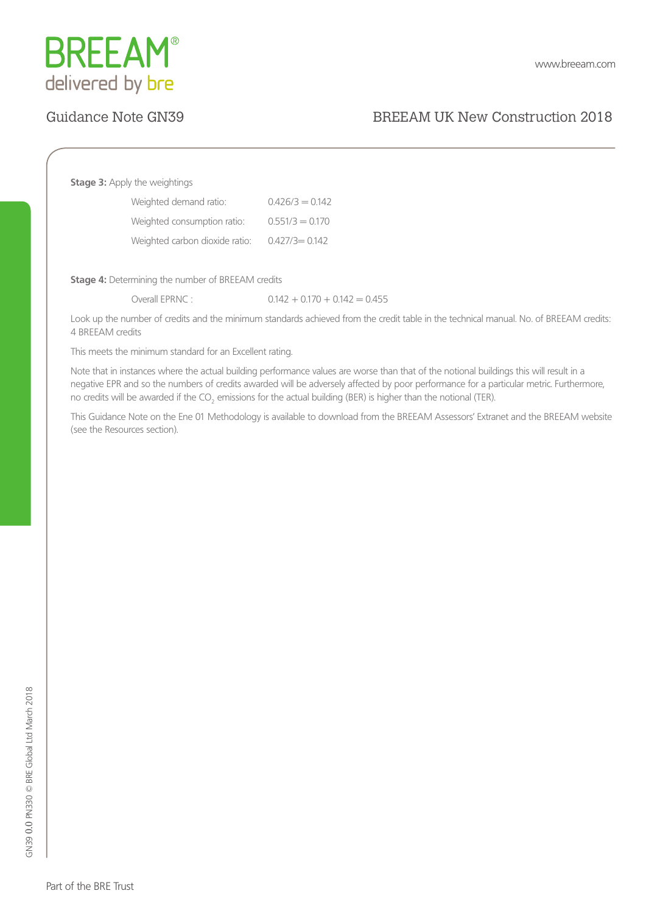**Stage 3:** Apply the weightings

| | |
|---|---|
| Weighted demand ratio: | $0.426/3 = 0.142$ |
| Weighted consumption ratio: | $0.551/3 = 0.170$ |
| Weighted carbon dioxide ratio: | $0.427/3 = 0.142$ |

**Stage 4:** Determining the number of BREEAM credits

| | |
|---|---|
| Overall EPRNC : | $0.142 + 0.170 + 0.142 = 0.455$ |

Look up the number of credits and the minimum standards achieved from the credit table in the technical manual. No. of BREEAM credits: 4 BREEAM credits

This meets the minimum standard for an Excellent rating.

Note that in instances where the actual building performance values are worse than that of the notional buildings this will result in a negative EPR and so the numbers of credits awarded will be adversely affected by poor performance for a particular metric. Furthermore, no credits will be awarded if the $CO_2$ emissions for the actual building (BER) is higher than the notional (TER).

This Guidance Note on the Ene 01 Methodology is available to download from the BREEAM Assessors' Extranet and the BREEAM website (see the Resources section).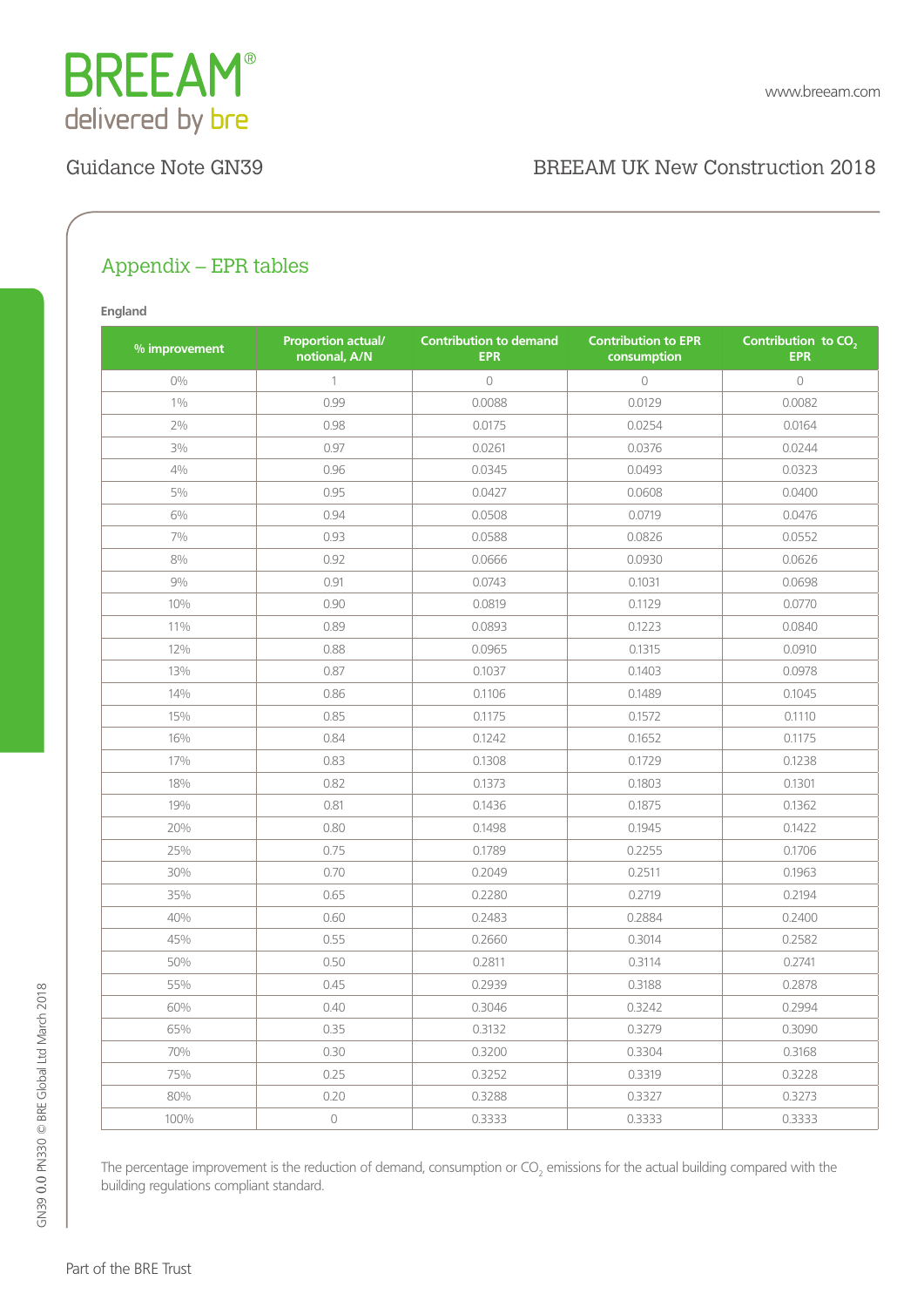## Appendix – EPR tables

**England**

| % improvement | Proportion actual/ notional, A/N | Contribution to demand EPR | Contribution to EPR consumption | Contribution to $CO_2$ EPR |
|---|---|---|---|---|
| 0% | 1 | 0 | 0 | 0 |
| 1% | 0.99 | 0.0088 | 0.0129 | 0.0082 |
| 2% | 0.98 | 0.0175 | 0.0254 | 0.0164 |
| 3% | 0.97 | 0.0261 | 0.0376 | 0.0244 |
| 4% | 0.96 | 0.0345 | 0.0493 | 0.0323 |
| 5% | 0.95 | 0.0427 | 0.0608 | 0.0400 |
| 6% | 0.94 | 0.0508 | 0.0719 | 0.0476 |
| 7% | 0.93 | 0.0588 | 0.0826 | 0.0552 |
| 8% | 0.92 | 0.0666 | 0.0930 | 0.0626 |
| 9% | 0.91 | 0.0743 | 0.1031 | 0.0698 |
| 10% | 0.90 | 0.0819 | 0.1129 | 0.0770 |
| 11% | 0.89 | 0.0893 | 0.1223 | 0.0840 |
| 12% | 0.88 | 0.0965 | 0.1315 | 0.0910 |
| 13% | 0.87 | 0.1037 | 0.1403 | 0.0978 |
| 14% | 0.86 | 0.1106 | 0.1489 | 0.1045 |
| 15% | 0.85 | 0.1175 | 0.1572 | 0.1110 |
| 16% | 0.84 | 0.1242 | 0.1652 | 0.1175 |
| 17% | 0.83 | 0.1308 | 0.1729 | 0.1238 |
| 18% | 0.82 | 0.1373 | 0.1803 | 0.1301 |
| 19% | 0.81 | 0.1436 | 0.1875 | 0.1362 |
| 20% | 0.80 | 0.1498 | 0.1945 | 0.1422 |
| 25% | 0.75 | 0.1789 | 0.2255 | 0.1706 |
| 30% | 0.70 | 0.2049 | 0.2511 | 0.1963 |
| 35% | 0.65 | 0.2280 | 0.2719 | 0.2194 |
| 40% | 0.60 | 0.2483 | 0.2884 | 0.2400 |
| 45% | 0.55 | 0.2660 | 0.3014 | 0.2582 |
| 50% | 0.50 | 0.2811 | 0.3114 | 0.2741 |
| 55% | 0.45 | 0.2939 | 0.3188 | 0.2878 |
| 60% | 0.40 | 0.3046 | 0.3242 | 0.2994 |
| 65% | 0.35 | 0.3132 | 0.3279 | 0.3090 |
| 70% | 0.30 | 0.3200 | 0.3304 | 0.3168 |
| 75% | 0.25 | 0.3252 | 0.3319 | 0.3228 |
| 80% | 0.20 | 0.3288 | 0.3327 | 0.3273 |
| 100% | 0 | 0.3333 | 0.3333 | 0.3333 |

The percentage improvement is the reduction of demand, consumption or $CO_2$ emissions for the actual building compared with the building regulations compliant standard.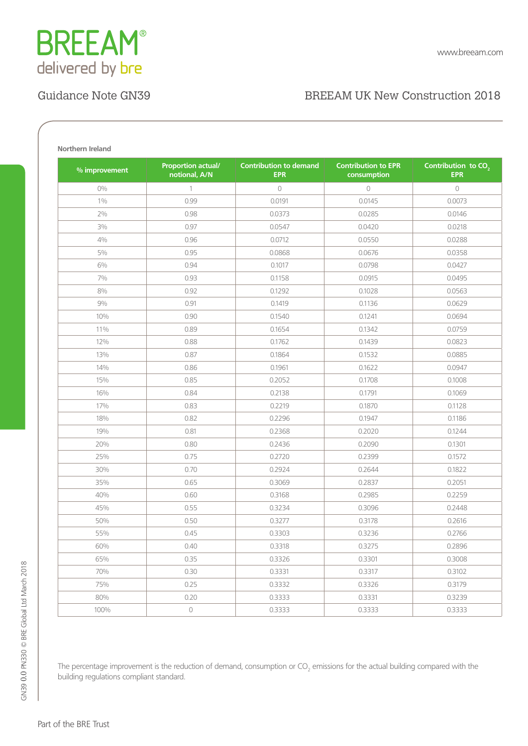**Northern Ireland**

| % improvement | Proportion actual/ notional, A/N | Contribution to demand EPR | Contribution to EPR consumption | Contribution to $CO_2$ EPR |
|---|---|---|---|---|
| 0% | 1 | 0 | 0 | 0 |
| 1% | 0.99 | 0.0191 | 0.0145 | 0.0073 |
| 2% | 0.98 | 0.0373 | 0.0285 | 0.0146 |
| 3% | 0.97 | 0.0547 | 0.0420 | 0.0218 |
| 4% | 0.96 | 0.0712 | 0.0550 | 0.0288 |
| 5% | 0.95 | 0.0868 | 0.0676 | 0.0358 |
| 6% | 0.94 | 0.1017 | 0.0798 | 0.0427 |
| 7% | 0.93 | 0.1158 | 0.0915 | 0.0495 |
| 8% | 0.92 | 0.1292 | 0.1028 | 0.0563 |
| 9% | 0.91 | 0.1419 | 0.1136 | 0.0629 |
| 10% | 0.90 | 0.1540 | 0.1241 | 0.0694 |
| 11% | 0.89 | 0.1654 | 0.1342 | 0.0759 |
| 12% | 0.88 | 0.1762 | 0.1439 | 0.0823 |
| 13% | 0.87 | 0.1864 | 0.1532 | 0.0885 |
| 14% | 0.86 | 0.1961 | 0.1622 | 0.0947 |
| 15% | 0.85 | 0.2052 | 0.1708 | 0.1008 |
| 16% | 0.84 | 0.2138 | 0.1791 | 0.1069 |
| 17% | 0.83 | 0.2219 | 0.1870 | 0.1128 |
| 18% | 0.82 | 0.2296 | 0.1947 | 0.1186 |
| 19% | 0.81 | 0.2368 | 0.2020 | 0.1244 |
| 20% | 0.80 | 0.2436 | 0.2090 | 0.1301 |
| 25% | 0.75 | 0.2720 | 0.2399 | 0.1572 |
| 30% | 0.70 | 0.2924 | 0.2644 | 0.1822 |
| 35% | 0.65 | 0.3069 | 0.2837 | 0.2051 |
| 40% | 0.60 | 0.3168 | 0.2985 | 0.2259 |
| 45% | 0.55 | 0.3234 | 0.3096 | 0.2448 |
| 50% | 0.50 | 0.3277 | 0.3178 | 0.2616 |
| 55% | 0.45 | 0.3303 | 0.3236 | 0.2766 |
| 60% | 0.40 | 0.3318 | 0.3275 | 0.2896 |
| 65% | 0.35 | 0.3326 | 0.3301 | 0.3008 |
| 70% | 0.30 | 0.3331 | 0.3317 | 0.3102 |
| 75% | 0.25 | 0.3332 | 0.3326 | 0.3179 |
| 80% | 0.20 | 0.3333 | 0.3331 | 0.3239 |
| 100% | 0 | 0.3333 | 0.3333 | 0.3333 |

The percentage improvement is the reduction of demand, consumption or $CO_2$ emissions for the actual building compared with the building regulations compliant standard.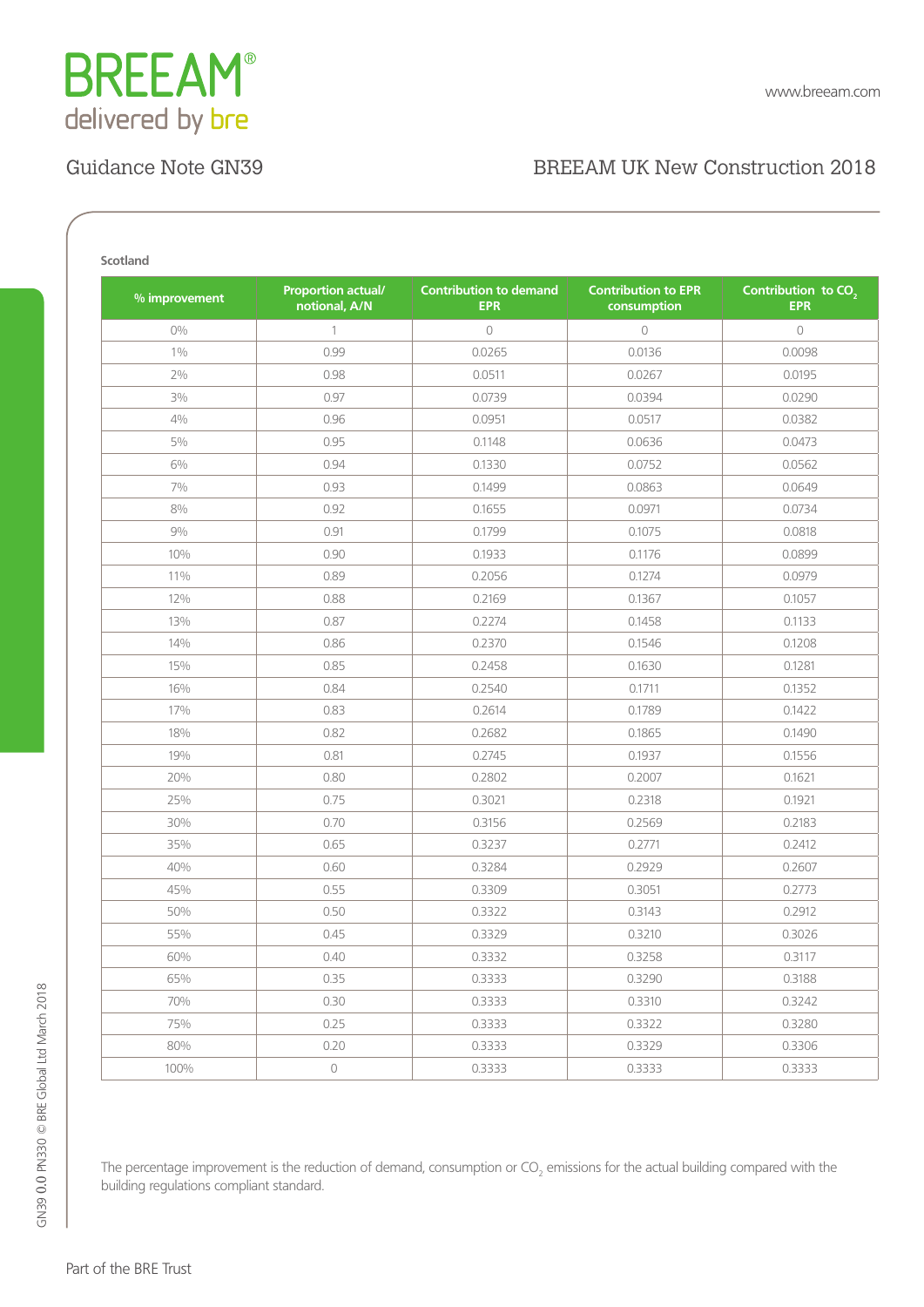**Scotland**

| % improvement | Proportion actual/ notional, A/N | Contribution to demand EPR | Contribution to EPR consumption | Contribution to $CO_2$ EPR |
|---|---|---|---|---|
| 0% | 1 | 0 | 0 | 0 |
| 1% | 0.99 | 0.0265 | 0.0136 | 0.0098 |
| 2% | 0.98 | 0.0511 | 0.0267 | 0.0195 |
| 3% | 0.97 | 0.0739 | 0.0394 | 0.0290 |
| 4% | 0.96 | 0.0951 | 0.0517 | 0.0382 |
| 5% | 0.95 | 0.1148 | 0.0636 | 0.0473 |
| 6% | 0.94 | 0.1330 | 0.0752 | 0.0562 |
| 7% | 0.93 | 0.1499 | 0.0863 | 0.0649 |
| 8% | 0.92 | 0.1655 | 0.0971 | 0.0734 |
| 9% | 0.91 | 0.1799 | 0.1075 | 0.0818 |
| 10% | 0.90 | 0.1933 | 0.1176 | 0.0899 |
| 11% | 0.89 | 0.2056 | 0.1274 | 0.0979 |
| 12% | 0.88 | 0.2169 | 0.1367 | 0.1057 |
| 13% | 0.87 | 0.2274 | 0.1458 | 0.1133 |
| 14% | 0.86 | 0.2370 | 0.1546 | 0.1208 |
| 15% | 0.85 | 0.2458 | 0.1630 | 0.1281 |
| 16% | 0.84 | 0.2540 | 0.1711 | 0.1352 |
| 17% | 0.83 | 0.2614 | 0.1789 | 0.1422 |
| 18% | 0.82 | 0.2682 | 0.1865 | 0.1490 |
| 19% | 0.81 | 0.2745 | 0.1937 | 0.1556 |
| 20% | 0.80 | 0.2802 | 0.2007 | 0.1621 |
| 25% | 0.75 | 0.3021 | 0.2318 | 0.1921 |
| 30% | 0.70 | 0.3156 | 0.2569 | 0.2183 |
| 35% | 0.65 | 0.3237 | 0.2771 | 0.2412 |
| 40% | 0.60 | 0.3284 | 0.2929 | 0.2607 |
| 45% | 0.55 | 0.3309 | 0.3051 | 0.2773 |
| 50% | 0.50 | 0.3322 | 0.3143 | 0.2912 |
| 55% | 0.45 | 0.3329 | 0.3210 | 0.3026 |
| 60% | 0.40 | 0.3332 | 0.3258 | 0.3117 |
| 65% | 0.35 | 0.3333 | 0.3290 | 0.3188 |
| 70% | 0.30 | 0.3333 | 0.3310 | 0.3242 |
| 75% | 0.25 | 0.3333 | 0.3322 | 0.3280 |
| 80% | 0.20 | 0.3333 | 0.3329 | 0.3306 |
| 100% | 0 | 0.3333 | 0.3333 | 0.3333 |

The percentage improvement is the reduction of demand, consumption or $CO_2$ emissions for the actual building compared with the building regulations compliant standard.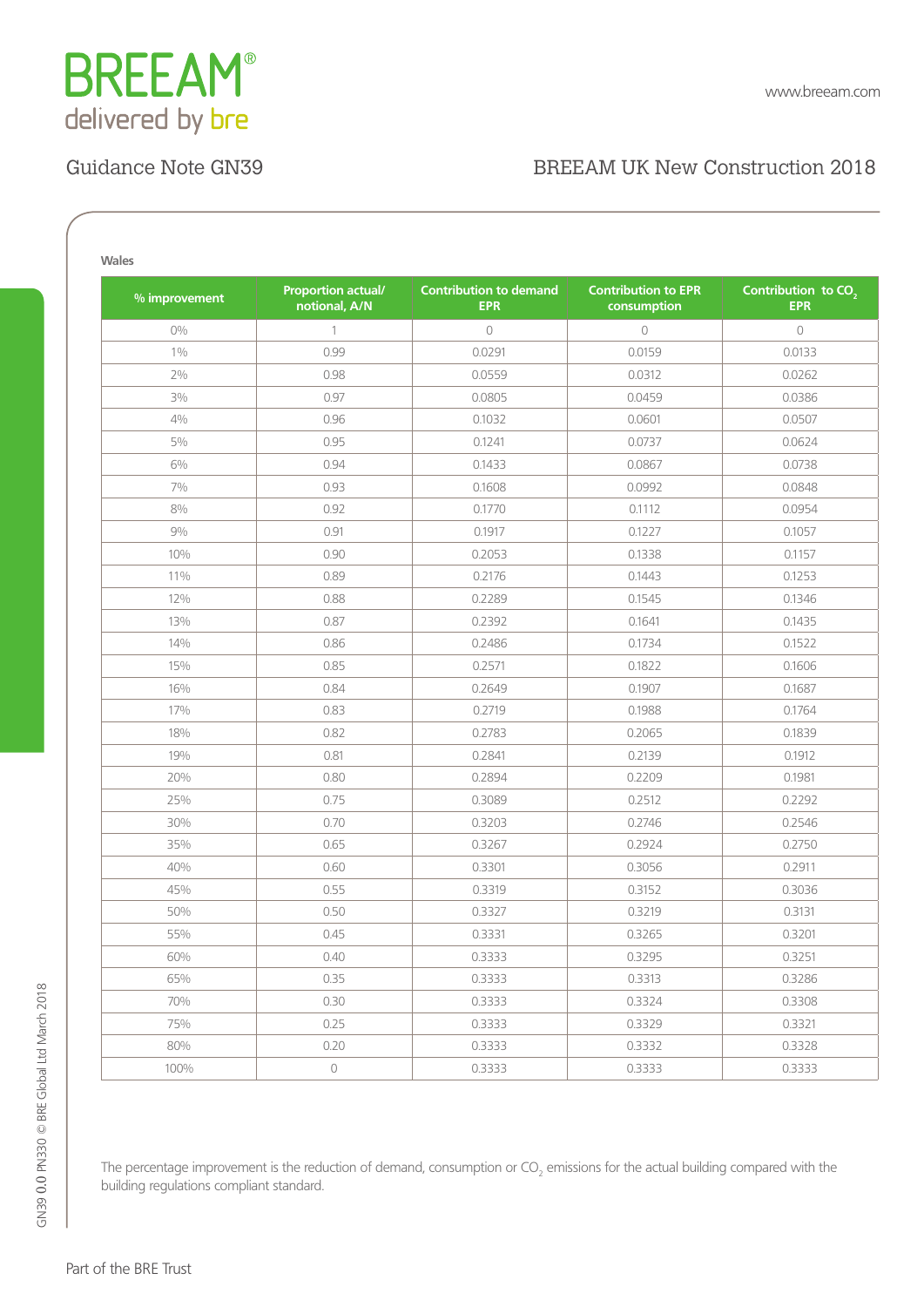**Wales**

| % improvement | Proportion actual/ notional, A/N | Contribution to demand EPR | Contribution to EPR consumption | Contribution to $CO_2$ EPR |
|---|---|---|---|---|
| 0% | 1 | 0 | 0 | 0 |
| 1% | 0.99 | 0.0291 | 0.0159 | 0.0133 |
| 2% | 0.98 | 0.0559 | 0.0312 | 0.0262 |
| 3% | 0.97 | 0.0805 | 0.0459 | 0.0386 |
| 4% | 0.96 | 0.1032 | 0.0601 | 0.0507 |
| 5% | 0.95 | 0.1241 | 0.0737 | 0.0624 |
| 6% | 0.94 | 0.1433 | 0.0867 | 0.0738 |
| 7% | 0.93 | 0.1608 | 0.0992 | 0.0848 |
| 8% | 0.92 | 0.1770 | 0.1112 | 0.0954 |
| 9% | 0.91 | 0.1917 | 0.1227 | 0.1057 |
| 10% | 0.90 | 0.2053 | 0.1338 | 0.1157 |
| 11% | 0.89 | 0.2176 | 0.1443 | 0.1253 |
| 12% | 0.88 | 0.2289 | 0.1545 | 0.1346 |
| 13% | 0.87 | 0.2392 | 0.1641 | 0.1435 |
| 14% | 0.86 | 0.2486 | 0.1734 | 0.1522 |
| 15% | 0.85 | 0.2571 | 0.1822 | 0.1606 |
| 16% | 0.84 | 0.2649 | 0.1907 | 0.1687 |
| 17% | 0.83 | 0.2719 | 0.1988 | 0.1764 |
| 18% | 0.82 | 0.2783 | 0.2065 | 0.1839 |
| 19% | 0.81 | 0.2841 | 0.2139 | 0.1912 |
| 20% | 0.80 | 0.2894 | 0.2209 | 0.1981 |
| 25% | 0.75 | 0.3089 | 0.2512 | 0.2292 |
| 30% | 0.70 | 0.3203 | 0.2746 | 0.2546 |
| 35% | 0.65 | 0.3267 | 0.2924 | 0.2750 |
| 40% | 0.60 | 0.3301 | 0.3056 | 0.2911 |
| 45% | 0.55 | 0.3319 | 0.3152 | 0.3036 |
| 50% | 0.50 | 0.3327 | 0.3219 | 0.3131 |
| 55% | 0.45 | 0.3331 | 0.3265 | 0.3201 |
| 60% | 0.40 | 0.3333 | 0.3295 | 0.3251 |
| 65% | 0.35 | 0.3333 | 0.3313 | 0.3286 |
| 70% | 0.30 | 0.3333 | 0.3324 | 0.3308 |
| 75% | 0.25 | 0.3333 | 0.3329 | 0.3321 |
| 80% | 0.20 | 0.3333 | 0.3332 | 0.3328 |
| 100% | 0 | 0.3333 | 0.3333 | 0.3333 |

The percentage improvement is the reduction of demand, consumption or $CO_2$ emissions for the actual building compared with the building regulations compliant standard.